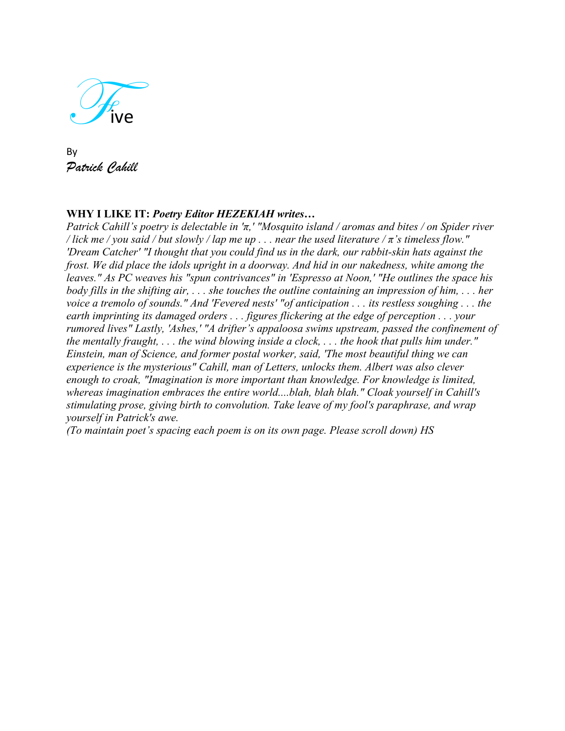# Five

By
*Patrick Cahill*

**WHY I LIKE IT:** ***Poetry Editor HEZEKIAH writes…***
*Patrick Cahill's poetry is delectable in 'π,' "Mosquito island / aromas and bites / on Spider river / lick me / you said / but slowly / lap me up . . . near the used literature / π's timeless flow." 'Dream Catcher' "I thought that you could find us in the dark, our rabbit-skin hats against the frost. We did place the idols upright in a doorway. And hid in our nakedness, white among the leaves." As PC weaves his "spun contrivances" in 'Espresso at Noon,' "He outlines the space his body fills in the shifting air, . . . she touches the outline containing an impression of him, . . . her voice a tremolo of sounds." And 'Fevered nests' "of anticipation . . . its restless soughing . . . the earth imprinting its damaged orders . . . figures flickering at the edge of perception . . . your rumored lives" Lastly, 'Ashes,' "A drifter's appaloosa swims upstream, passed the confinement of the mentally fraught, . . . the wind blowing inside a clock, . . . the hook that pulls him under." Einstein, man of Science, and former postal worker, said, 'The most beautiful thing we can experience is the mysterious" Cahill, man of Letters, unlocks them. Albert was also clever enough to croak, "Imagination is more important than knowledge. For knowledge is limited, whereas imagination embraces the entire world....blah, blah blah." Cloak yourself in Cahill's stimulating prose, giving birth to convolution. Take leave of my fool's paraphrase, and wrap yourself in Patrick's awe.*
*(To maintain poet's spacing each poem is on its own page. Please scroll down) HS*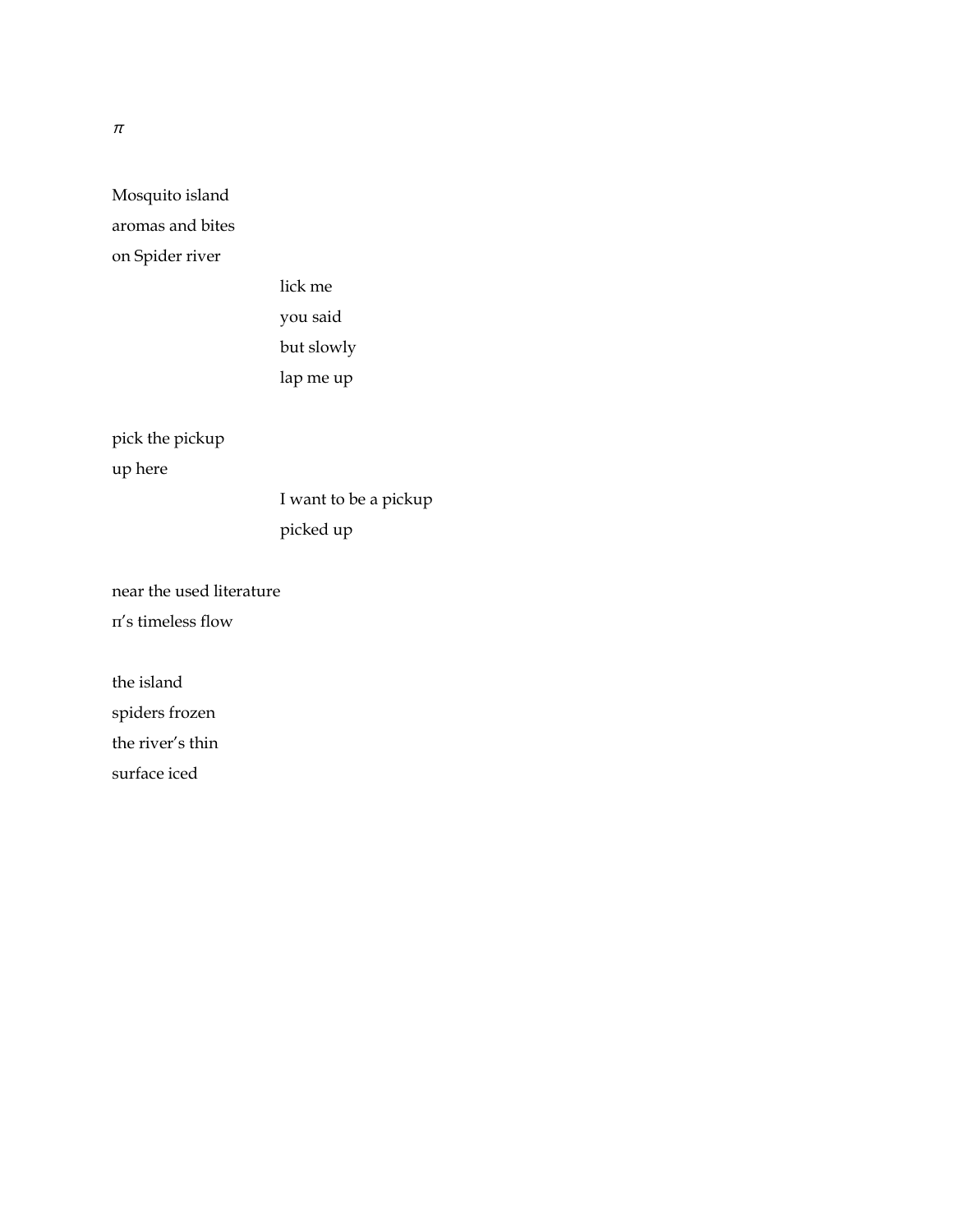$\pi$

Mosquito island
aromas and bites
on Spider river

    lick me
    you said
    but slowly
    lap me up

pick the pickup
up here

    I want to be a pickup
    picked up

near the used literature
п's timeless flow

the island
spiders frozen
the river's thin
surface iced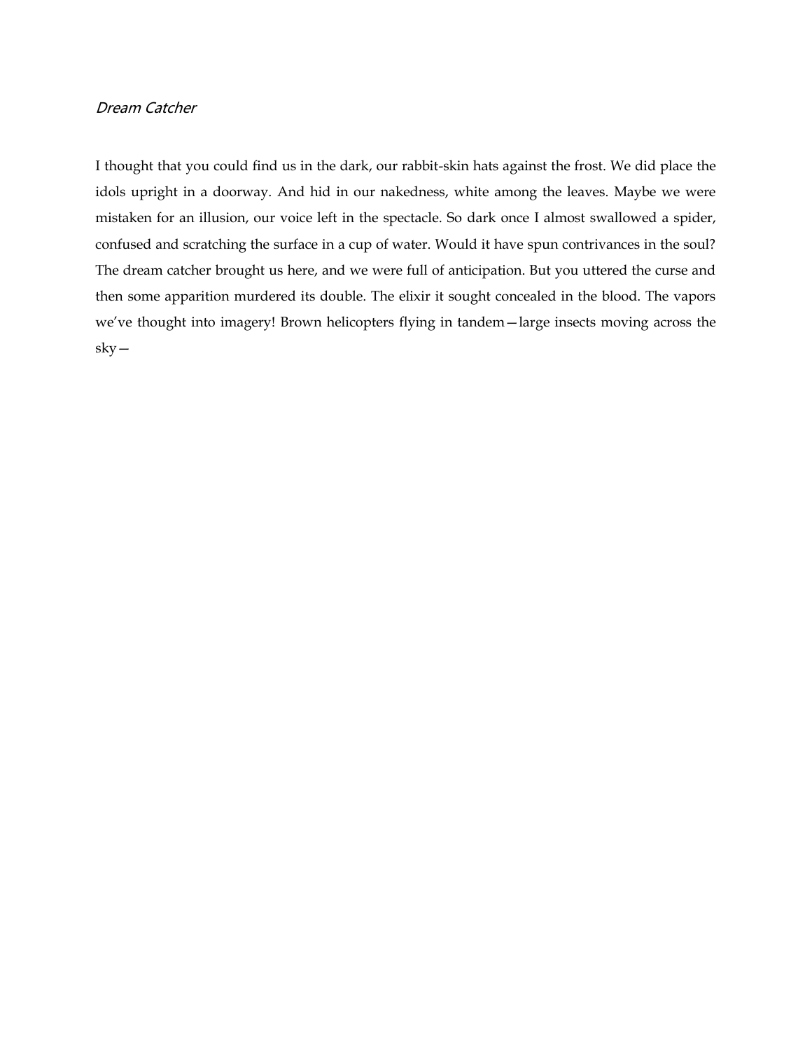*Dream Catcher*

I thought that you could find us in the dark, our rabbit-skin hats against the frost. We did place the idols upright in a doorway. And hid in our nakedness, white among the leaves. Maybe we were mistaken for an illusion, our voice left in the spectacle. So dark once I almost swallowed a spider, confused and scratching the surface in a cup of water. Would it have spun contrivances in the soul? The dream catcher brought us here, and we were full of anticipation. But you uttered the curse and then some apparition murdered its double. The elixir it sought concealed in the blood. The vapors we've thought into imagery! Brown helicopters flying in tandem—large insects moving across the sky—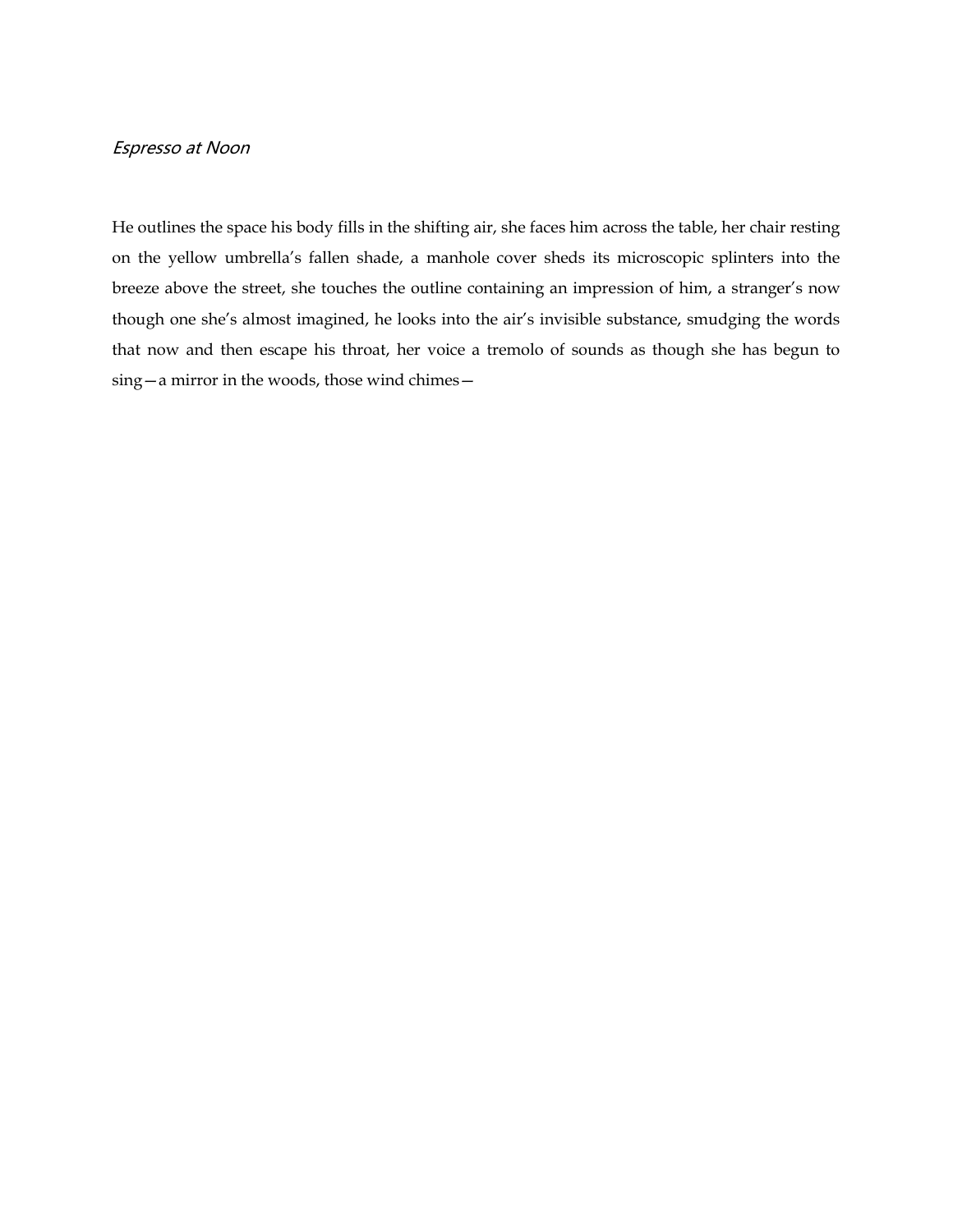*Espresso at Noon*

He outlines the space his body fills in the shifting air, she faces him across the table, her chair resting on the yellow umbrella's fallen shade, a manhole cover sheds its microscopic splinters into the breeze above the street, she touches the outline containing an impression of him, a stranger's now though one she's almost imagined, he looks into the air's invisible substance, smudging the words that now and then escape his throat, her voice a tremolo of sounds as though she has begun to sing—a mirror in the woods, those wind chimes—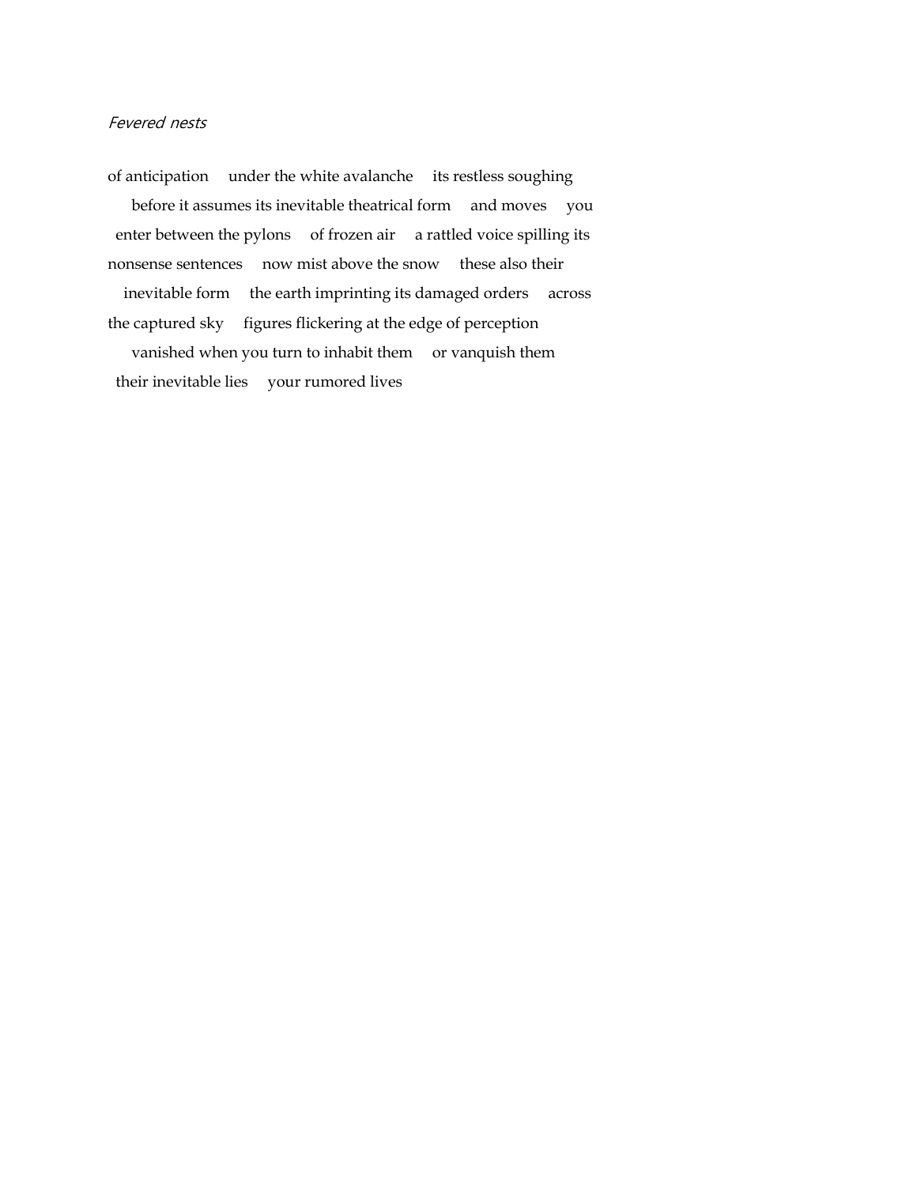*Fevered nests*

of anticipation    under the white avalanche    its restless soughing
    before it assumes its inevitable theatrical form    and moves    you
  enter between the pylons    of frozen air    a rattled voice spilling its
nonsense sentences    now mist above the snow    these also their
   inevitable form    the earth imprinting its damaged orders    across
the captured sky    figures flickering at the edge of perception
    vanished when you turn to inhabit them    or vanquish them
  their inevitable lies    your rumored lives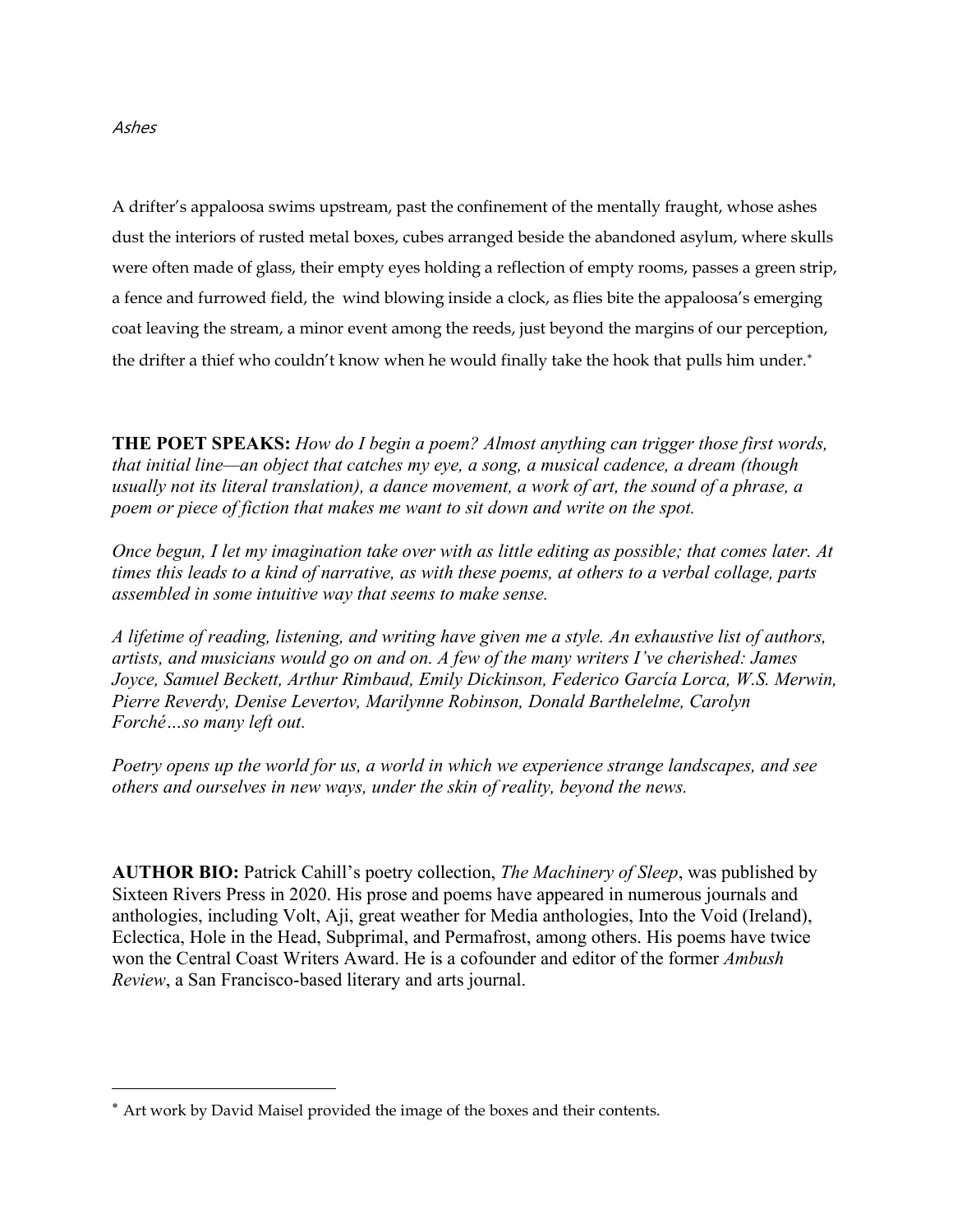*Ashes*

A drifter's appaloosa swims upstream, past the confinement of the mentally fraught, whose ashes dust the interiors of rusted metal boxes, cubes arranged beside the abandoned asylum, where skulls were often made of glass, their empty eyes holding a reflection of empty rooms, passes a green strip, a fence and furrowed field, the wind blowing inside a clock, as flies bite the appaloosa's emerging coat leaving the stream, a minor event among the reeds, just beyond the margins of our perception, the drifter a thief who couldn't know when he would finally take the hook that pulls him under.[*]

**THE POET SPEAKS:** *How do I begin a poem? Almost anything can trigger those first words, that initial line—an object that catches my eye, a song, a musical cadence, a dream (though usually not its literal translation), a dance movement, a work of art, the sound of a phrase, a poem or piece of fiction that makes me want to sit down and write on the spot.*

*Once begun, I let my imagination take over with as little editing as possible; that comes later. At times this leads to a kind of narrative, as with these poems, at others to a verbal collage, parts assembled in some intuitive way that seems to make sense.*

*A lifetime of reading, listening, and writing have given me a style. An exhaustive list of authors, artists, and musicians would go on and on. A few of the many writers I've cherished: James Joyce, Samuel Beckett, Arthur Rimbaud, Emily Dickinson, Federico García Lorca, W.S. Merwin, Pierre Reverdy, Denise Levertov, Marilynne Robinson, Donald Barthelelme, Carolyn Forché…so many left out.*

*Poetry opens up the world for us, a world in which we experience strange landscapes, and see others and ourselves in new ways, under the skin of reality, beyond the news.*

**AUTHOR BIO:** Patrick Cahill's poetry collection, *The Machinery of Sleep*, was published by Sixteen Rivers Press in 2020. His prose and poems have appeared in numerous journals and anthologies, including Volt, Aji, great weather for Media anthologies, Into the Void (Ireland), Eclectica, Hole in the Head, Subprimal, and Permafrost, among others. His poems have twice won the Central Coast Writers Award. He is a cofounder and editor of the former *Ambush Review*, a San Francisco-based literary and arts journal.

---

[*] Art work by David Maisel provided the image of the boxes and their contents.